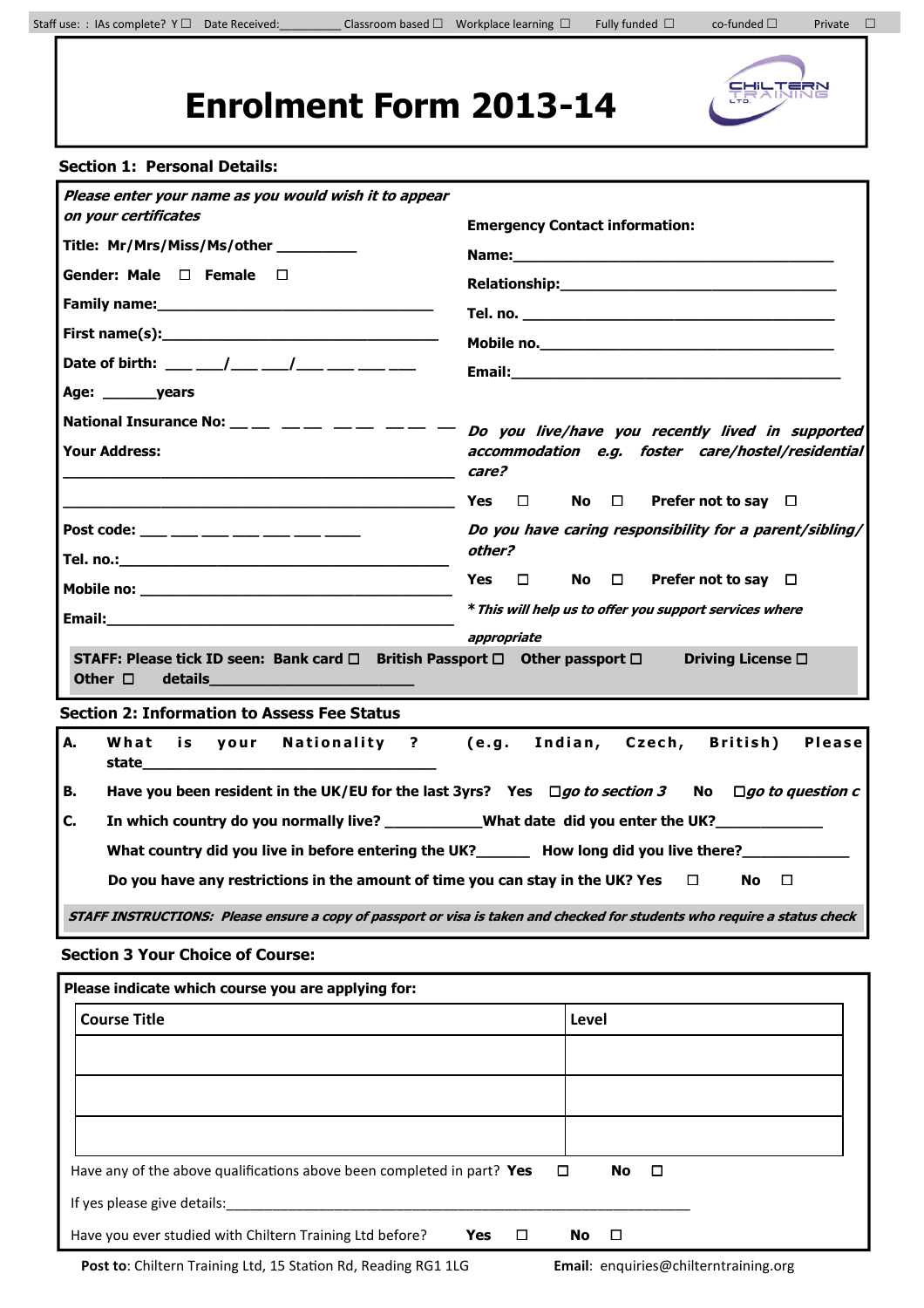Staff use: : IAs complete? Y ☐ Date Received:_________ Classroom based ☐ Workplace learning ☐ Fully funded ☐ co-funded ☐ Private ☐

# Enrolment Form 2013-14

## Section 1: Personal Details:

*Please enter your name as you would wish it to appear on your certificates*

**Title: Mr/Mrs/Miss/Ms/other** __________

**Gender: Male** ☐ **Female** ☐

**Family name:**__________________________________

**First name(s):**__________________________________

**Date of birth:** ___ ___/___ ___/___ ___ ___ ___

**Age:** ______**years**

**National Insurance No:** __ __ __ __ __ __ __ __ __

**Your Address:**

________________________________________________

________________________________________________

**Post code:** ___ ___ ___ ___ ___ ___ ____

**Tel. no.:**__________________________________________

**Mobile no:** ______________________________________

**Email:**____________________________________________

**Emergency Contact information:**

**Name:**________________________________________

**Relationship:**__________________________________

**Tel. no.** ______________________________________

**Mobile no.**____________________________________

**Email:**________________________________________

***Do you live/have you recently lived in supported accommodation e.g. foster care/hostel/residential care?***

**Yes** ☐ **No** ☐ **Prefer not to say** ☐

***Do you have caring responsibility for a parent/sibling/ other?***

**Yes** ☐ **No** ☐ **Prefer not to say** ☐

***** *This will help us to offer you support services where appropriate*

**STAFF: Please tick ID seen: Bank card** ☐ **British Passport** ☐ **Other passport** ☐ **Driving License** ☐ **Other** ☐ **details**________________________

## Section 2: Information to Assess Fee Status

**A.** **What is your Nationality ? (e.g. Indian, Czech, British) Please state**________________________________

**B.** **Have you been resident in the UK/EU for the last 3yrs? Yes** ☐ ***go to section 3*** **No** ☐ ***go to question c***

**C.** **In which country do you normally live?** ____________**What date did you enter the UK?**_____________

**What country did you live in before entering the UK?**_______ **How long did you live there?**_____________

**Do you have any restrictions in the amount of time you can stay in the UK? Yes** ☐ **No** ☐

***STAFF INSTRUCTIONS: Please ensure a copy of passport or visa is taken and checked for students who require a status check***

## Section 3 Your Choice of Course:

**Please indicate which course you are applying for:**

| Course Title | Level |
|---|---|
| | |
| | |
| | |

Have any of the above qualifications above been completed in part? **Yes** ☐ **No** ☐

If yes please give details:_____________________________________________________________

Have you ever studied with Chiltern Training Ltd before? **Yes** ☐ **No** ☐

**Post to**: Chiltern Training Ltd, 15 Station Rd, Reading RG1 1LG **Email**: enquiries@chilterntraining.org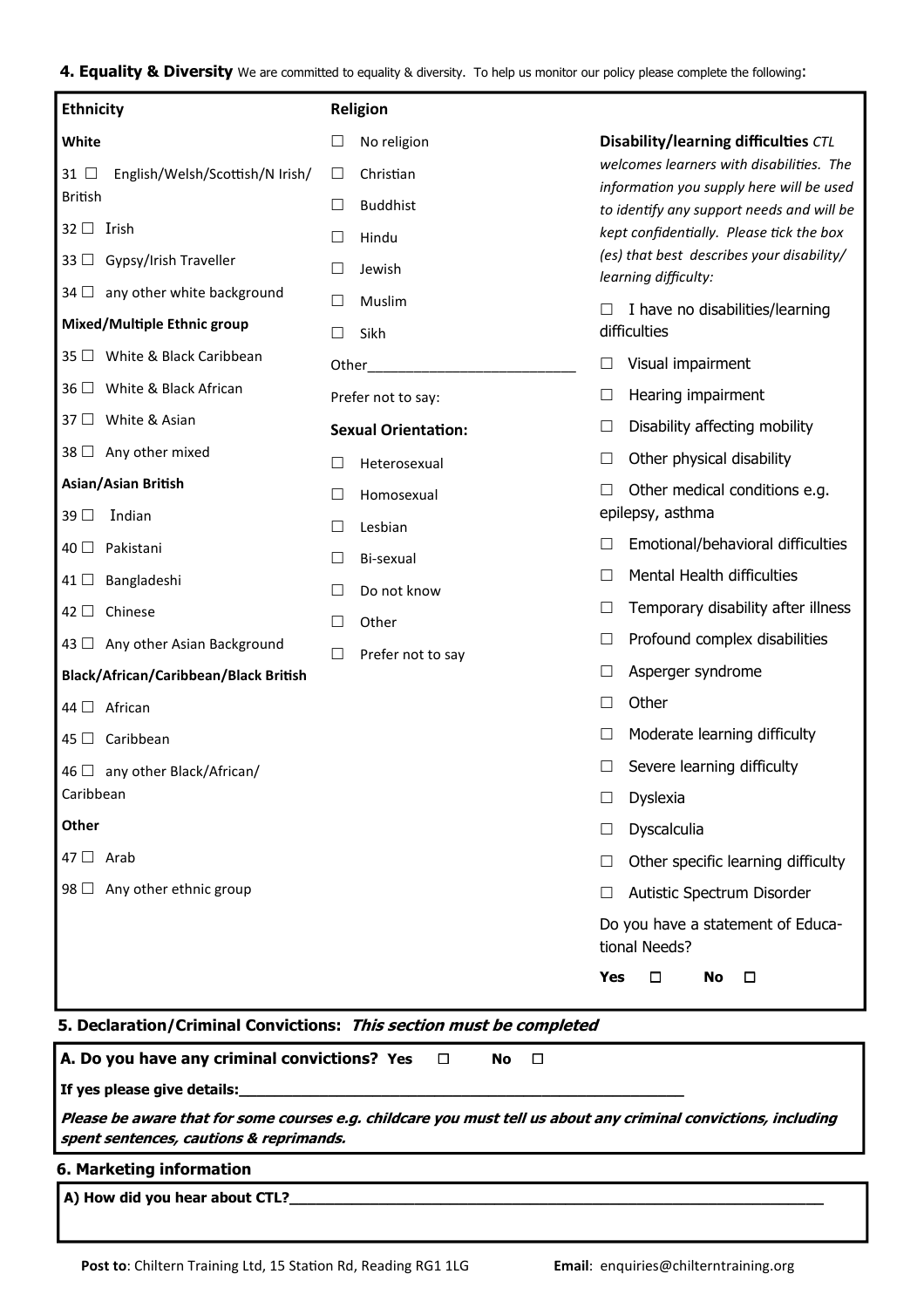**4. Equality & Diversity** We are committed to equality & diversity. To help us monitor our policy please complete the following:

**Ethnicity**

**White**

31 ☐ English/Welsh/Scottish/N Irish/ British

32 ☐ Irish

33 ☐ Gypsy/Irish Traveller

34 ☐ any other white background

**Mixed/Multiple Ethnic group**

35 ☐ White & Black Caribbean

36 ☐ White & Black African

37 ☐ White & Asian

38 ☐ Any other mixed

**Asian/Asian British**

39 ☐ Indian

40 ☐ Pakistani

41 ☐ Bangladeshi

42 ☐ Chinese

43 ☐ Any other Asian Background

**Black/African/Caribbean/Black British**

44 ☐ African

45 ☐ Caribbean

46 ☐ any other Black/African/ Caribbean

**Other**

47 ☐ Arab

98 ☐ Any other ethnic group

**Religion**

☐ No religion

☐ Christian

☐ Buddhist

☐ Hindu

☐ Jewish

☐ Muslim

☐ Sikh

Other___________________________

Prefer not to say:

**Sexual Orientation:**

☐ Heterosexual

☐ Homosexual

☐ Lesbian

☐ Bi-sexual

☐ Do not know

☐ Other

☐ Prefer not to say

**Disability/learning difficulties** *CTL welcomes learners with disabilities. The information you supply here will be used to identify any support needs and will be kept confidentially. Please tick the box (es) that best describes your disability/ learning difficulty:*

☐ I have no disabilities/learning difficulties

☐ Visual impairment

☐ Hearing impairment

☐ Disability affecting mobility

☐ Other physical disability

☐ Other medical conditions e.g. epilepsy, asthma

☐ Emotional/behavioral difficulties

☐ Mental Health difficulties

☐ Temporary disability after illness

☐ Profound complex disabilities

☐ Asperger syndrome

☐ Other

☐ Moderate learning difficulty

☐ Severe learning difficulty

☐ Dyslexia

☐ Dyscalculia

☐ Other specific learning difficulty

☐ Autistic Spectrum Disorder

Do you have a statement of Educational Needs?

**Yes** ☐ **No** ☐

**5. Declaration/Criminal Convictions:** ***This section must be completed***

**A. Do you have any criminal convictions? Yes** ☐ **No** ☐

**If yes please give details:**_____________________________________________________

***Please be aware that for some courses e.g. childcare you must tell us about any criminal convictions, including spent sentences, cautions & reprimands.***

**6. Marketing information**

**A) How did you hear about CTL?**_____________________________________________________________

**Post to**: Chiltern Training Ltd, 15 Station Rd, Reading RG1 1LG **Email**: enquiries@chilterntraining.org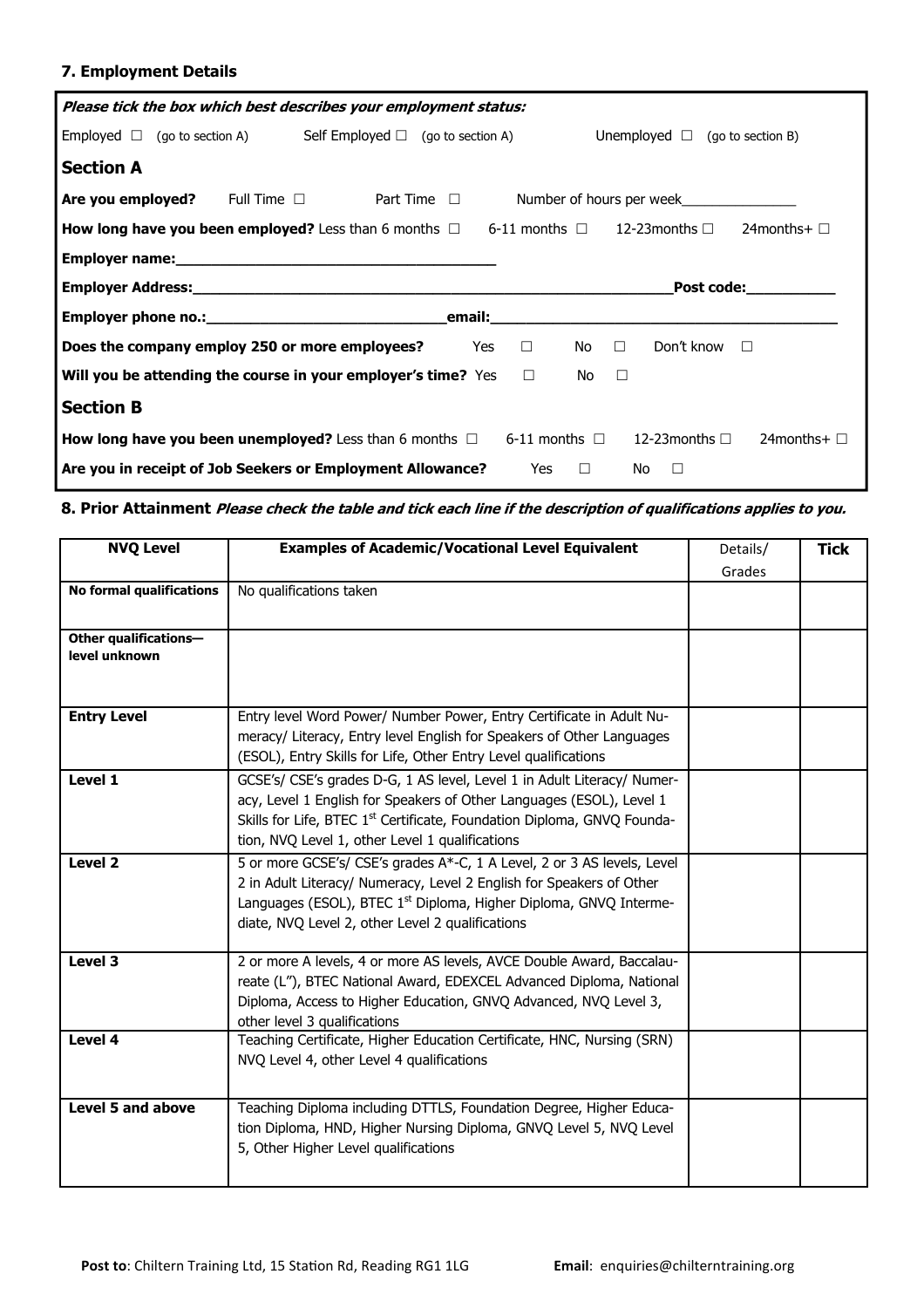### 7. Employment Details

***Please tick the box which best describes your employment status:***

Employed ☐ (go to section A) Self Employed ☐ (go to section A) Unemployed ☐ (go to section B)

**Section A**

**Are you employed?** Full Time ☐ Part Time ☐ Number of hours per week_______________

**How long have you been employed?** Less than 6 months ☐ 6-11 months ☐ 12-23months ☐ 24months+ ☐

**Employer name:**_______________________________________

**Employer Address:**_____________________________________________________________ **Post code:**___________

**Employer phone no.:**_____________________________ **email:**_________________________________________

**Does the company employ 250 or more employees?** Yes ☐ No ☐ Don't know ☐

**Will you be attending the course in your employer's time?** Yes ☐ No ☐

**Section B**

**How long have you been unemployed?** Less than 6 months ☐ 6-11 months ☐ 12-23months ☐ 24months+ ☐

**Are you in receipt of Job Seekers or Employment Allowance?** Yes ☐ No ☐

### 8. Prior Attainment ***Please check the table and tick each line if the description of qualifications applies to you.***

| NVQ Level | Examples of Academic/Vocational Level Equivalent | Details/ Grades | Tick |
|---|---|---|---|
| **No formal qualifications** | No qualifications taken | | |
| **Other qualifications—level unknown** | | | |
| **Entry Level** | Entry level Word Power/ Number Power, Entry Certificate in Adult Numeracy/ Literacy, Entry level English for Speakers of Other Languages (ESOL), Entry Skills for Life, Other Entry Level qualifications | | |
| **Level 1** | GCSE's/ CSE's grades D-G, 1 AS level, Level 1 in Adult Literacy/ Numeracy, Level 1 English for Speakers of Other Languages (ESOL), Level 1 Skills for Life, BTEC 1st Certificate, Foundation Diploma, GNVQ Foundation, NVQ Level 1, other Level 1 qualifications | | |
| **Level 2** | 5 or more GCSE's/ CSE's grades A*-C, 1 A Level, 2 or 3 AS levels, Level 2 in Adult Literacy/ Numeracy, Level 2 English for Speakers of Other Languages (ESOL), BTEC 1st Diploma, Higher Diploma, GNVQ Intermediate, NVQ Level 2, other Level 2 qualifications | | |
| **Level 3** | 2 or more A levels, 4 or more AS levels, AVCE Double Award, Baccalaureate (L"), BTEC National Award, EDEXCEL Advanced Diploma, National Diploma, Access to Higher Education, GNVQ Advanced, NVQ Level 3, other level 3 qualifications | | |
| **Level 4** | Teaching Certificate, Higher Education Certificate, HNC, Nursing (SRN) NVQ Level 4, other Level 4 qualifications | | |
| **Level 5 and above** | Teaching Diploma including DTTLS, Foundation Degree, Higher Education Diploma, HND, Higher Nursing Diploma, GNVQ Level 5, NVQ Level 5, Other Higher Level qualifications | | |

**Post to**: Chiltern Training Ltd, 15 Station Rd, Reading RG1 1LG **Email**: enquiries@chilterntraining.org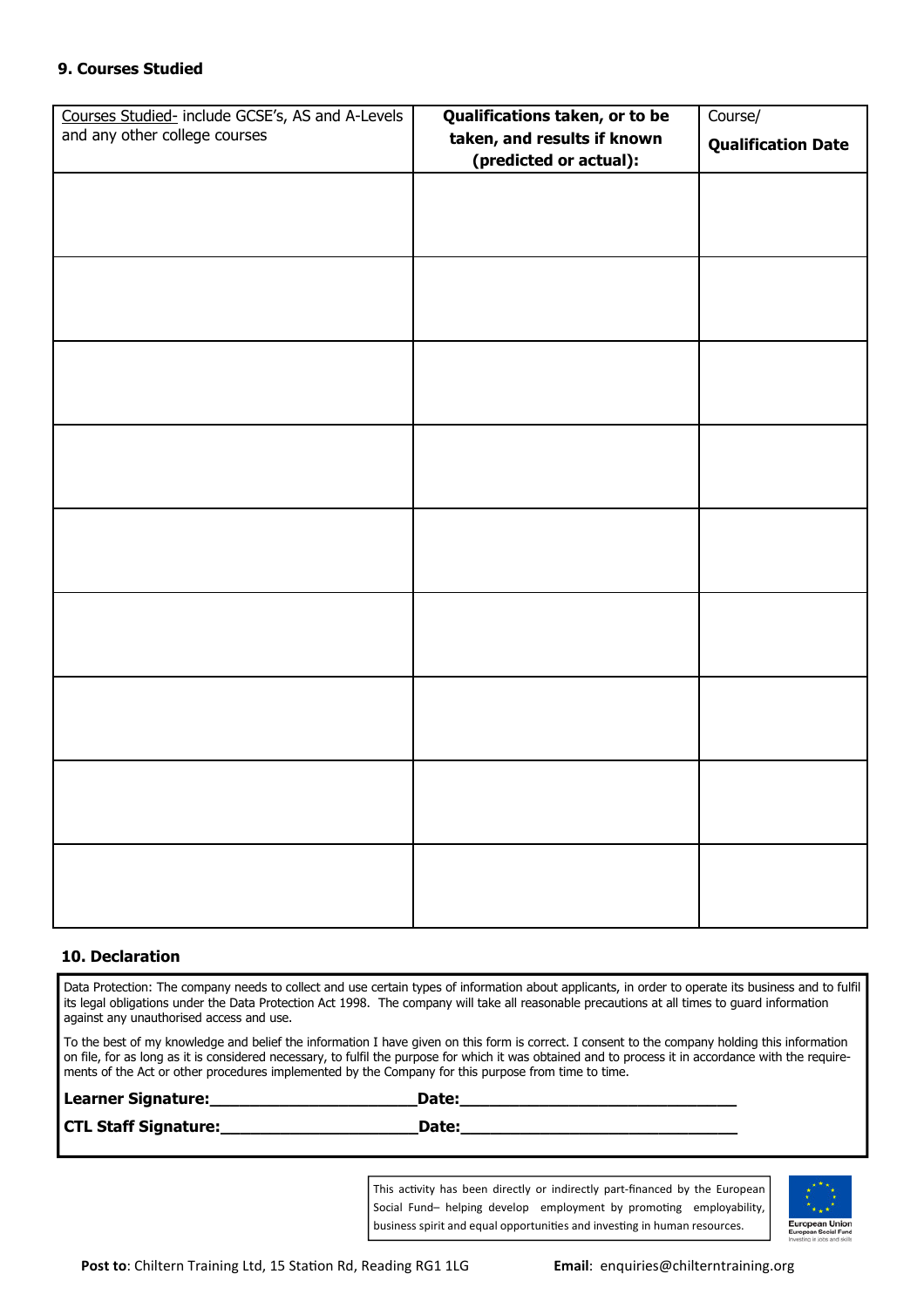**9. Courses Studied**

| Courses Studied- include GCSE's, AS and A-Levels and any other college courses | **Qualifications taken, or to be taken, and results if known (predicted or actual):** | Course/ **Qualification Date** |
|---|---|---|
| | | |
| | | |
| | | |
| | | |
| | | |
| | | |
| | | |
| | | |
| | | |

**10. Declaration**

Data Protection: The company needs to collect and use certain types of information about applicants, in order to operate its business and to fulfil its legal obligations under the Data Protection Act 1998. The company will take all reasonable precautions at all times to guard information against any unauthorised access and use.

To the best of my knowledge and belief the information I have given on this form is correct. I consent to the company holding this information on file, for as long as it is considered necessary, to fulfil the purpose for which it was obtained and to process it in accordance with the requirements of the Act or other procedures implemented by the Company for this purpose from time to time.

**Learner Signature:**______________________**Date:**______________________________

**CTL Staff Signature:**_____________________**Date:**______________________________

This activity has been directly or indirectly part-financed by the European Social Fund– helping develop employment by promoting employability, business spirit and equal opportunities and investing in human resources.

European Union
European Social Fund
Investing in jobs and skills

**Post to**: Chiltern Training Ltd, 15 Station Rd, Reading RG1 1LG **Email**: enquiries@chilterntraining.org